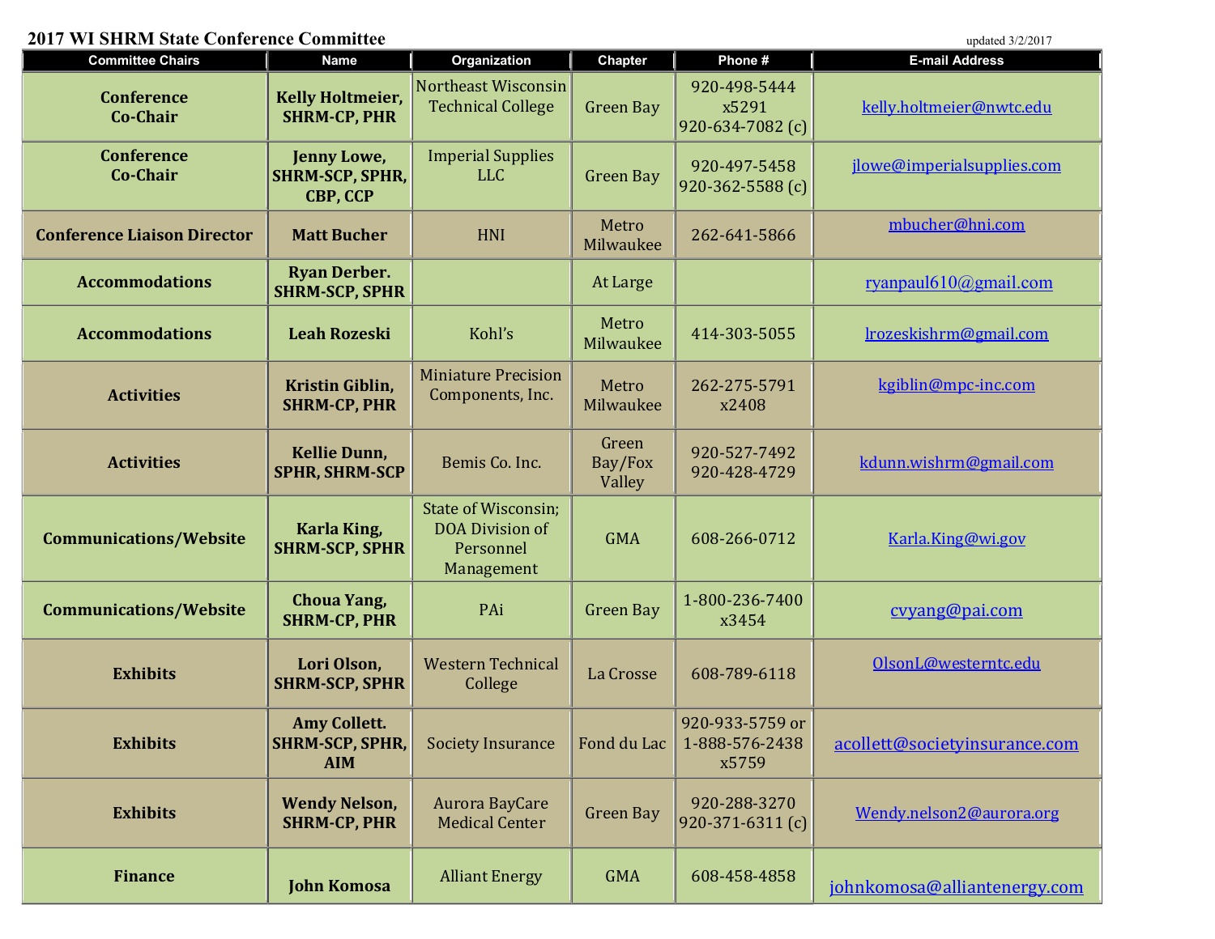# 2017 WI SHRM State Conference Committee

updated 3/2/2017

| Committee Chairs | Name | Organization | Chapter | Phone # | E-mail Address |
|---|---|---|---|---|---|
| **Conference Co-Chair** | **Kelly Holtmeier, SHRM-CP, PHR** | Northeast Wisconsin Technical College | Green Bay | 920-498-5444 x5291 920-634-7082 (c) | kelly.holtmeier@nwtc.edu |
| **Conference Co-Chair** | **Jenny Lowe, SHRM-SCP, SPHR, CBP, CCP** | Imperial Supplies LLC | Green Bay | 920-497-5458 920-362-5588 (c) | jlowe@imperialsupplies.com |
| **Conference Liaison Director** | **Matt Bucher** | HNI | Metro Milwaukee | 262-641-5866 | mbucher@hni.com |
| **Accommodations** | **Ryan Derber. SHRM-SCP, SPHR** | | At Large | | ryanpaul610@gmail.com |
| **Accommodations** | **Leah Rozeski** | Kohl's | Metro Milwaukee | 414-303-5055 | lrozeskishrm@gmail.com |
| **Activities** | **Kristin Giblin, SHRM-CP, PHR** | Miniature Precision Components, Inc. | Metro Milwaukee | 262-275-5791 x2408 | kgiblin@mpc-inc.com |
| **Activities** | **Kellie Dunn, SPHR, SHRM-SCP** | Bemis Co. Inc. | Green Bay/Fox Valley | 920-527-7492 920-428-4729 | kdunn.wishrm@gmail.com |
| **Communications/Website** | **Karla King, SHRM-SCP, SPHR** | State of Wisconsin; DOA Division of Personnel Management | GMA | 608-266-0712 | Karla.King@wi.gov |
| **Communications/Website** | **Choua Yang, SHRM-CP, PHR** | PAi | Green Bay | 1-800-236-7400 x3454 | cvyang@pai.com |
| **Exhibits** | **Lori Olson, SHRM-SCP, SPHR** | Western Technical College | La Crosse | 608-789-6118 | OlsonL@westerntc.edu |
| **Exhibits** | **Amy Collett. SHRM-SCP, SPHR, AIM** | Society Insurance | Fond du Lac | 920-933-5759 or 1-888-576-2438 x5759 | acollett@societyinsurance.com |
| **Exhibits** | **Wendy Nelson, SHRM-CP, PHR** | Aurora BayCare Medical Center | Green Bay | 920-288-3270 920-371-6311 (c) | Wendy.nelson2@aurora.org |
| **Finance** | **John Komosa** | Alliant Energy | GMA | 608-458-4858 | johnkomosa@alliantenergy.com |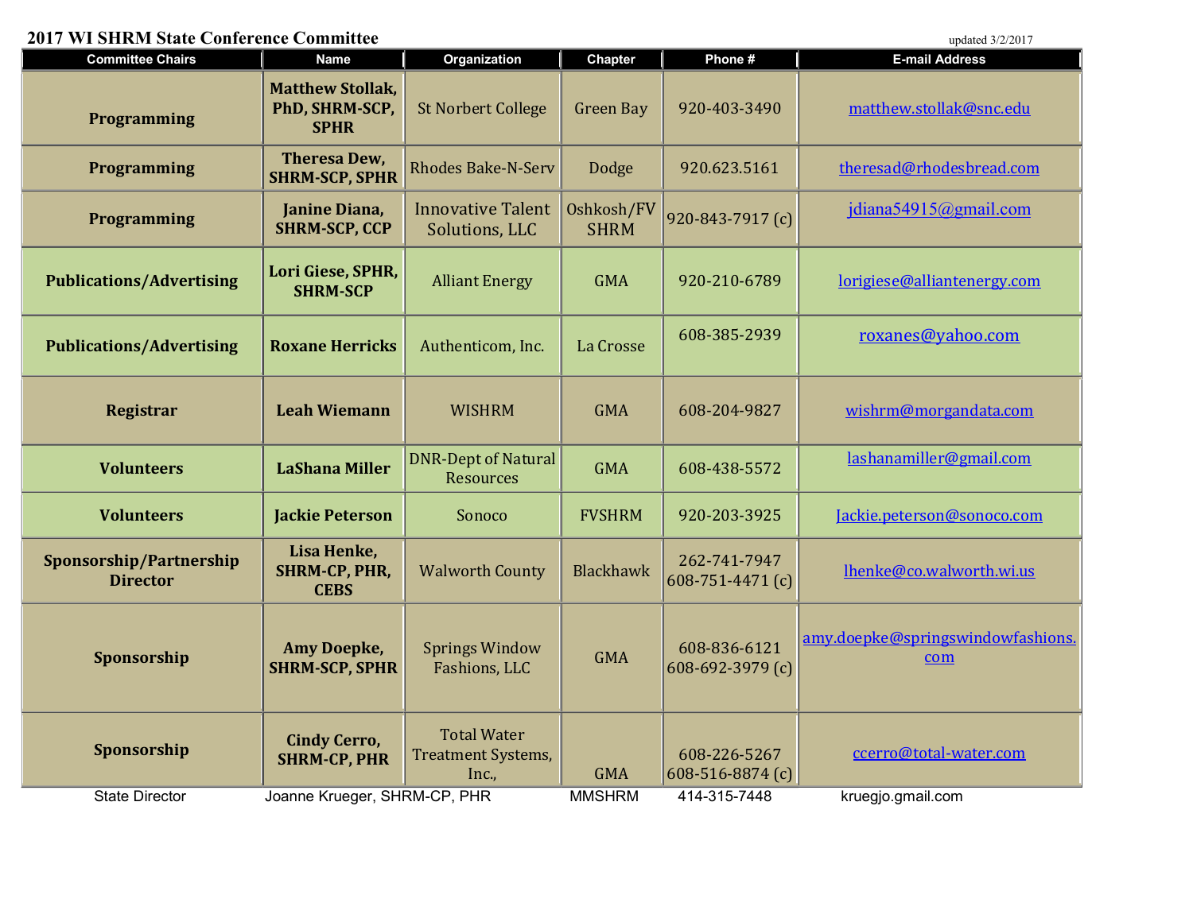**2017 WI SHRM State Conference Committee**

updated 3/2/2017

| Committee Chairs | Name | Organization | Chapter | Phone # | E-mail Address |
|---|---|---|---|---|---|
| Programming | Matthew Stollak, PhD, SHRM-SCP, SPHR | St Norbert College | Green Bay | 920-403-3490 | matthew.stollak@snc.edu |
| Programming | Theresa Dew, SHRM-SCP, SPHR | Rhodes Bake-N-Serv | Dodge | 920.623.5161 | theresad@rhodesbread.com |
| Programming | Janine Diana, SHRM-SCP, CCP | Innovative Talent Solutions, LLC | Oshkosh/FV SHRM | 920-843-7917 (c) | jdiana54915@gmail.com |
| Publications/Advertising | Lori Giese, SPHR, SHRM-SCP | Alliant Energy | GMA | 920-210-6789 | lorigiese@alliantenergy.com |
| Publications/Advertising | Roxane Herricks | Authenticom, Inc. | La Crosse | 608-385-2939 | roxanes@yahoo.com |
| Registrar | Leah Wiemann | WISHRM | GMA | 608-204-9827 | wishrm@morgandata.com |
| Volunteers | LaShana Miller | DNR-Dept of Natural Resources | GMA | 608-438-5572 | lashanamiller@gmail.com |
| Volunteers | Jackie Peterson | Sonoco | FVSHRM | 920-203-3925 | Jackie.peterson@sonoco.com |
| Sponsorship/Partnership Director | Lisa Henke, SHRM-CP, PHR, CEBS | Walworth County | Blackhawk | 262-741-7947<br>608-751-4471 (c) | lhenke@co.walworth.wi.us |
| Sponsorship | Amy Doepke, SHRM-SCP, SPHR | Springs Window Fashions, LLC | GMA | 608-836-6121<br>608-692-3979 (c) | amy.doepke@springswindowfashions.com |
| Sponsorship | Cindy Cerro, SHRM-CP, PHR | Total Water Treatment Systems, Inc., | GMA | 608-226-5267<br>608-516-8874 (c) | ccerro@total-water.com |
| State Director | Joanne Krueger, SHRM-CP, PHR | | MMSHRM | 414-315-7448 | kruegjo.gmail.com |